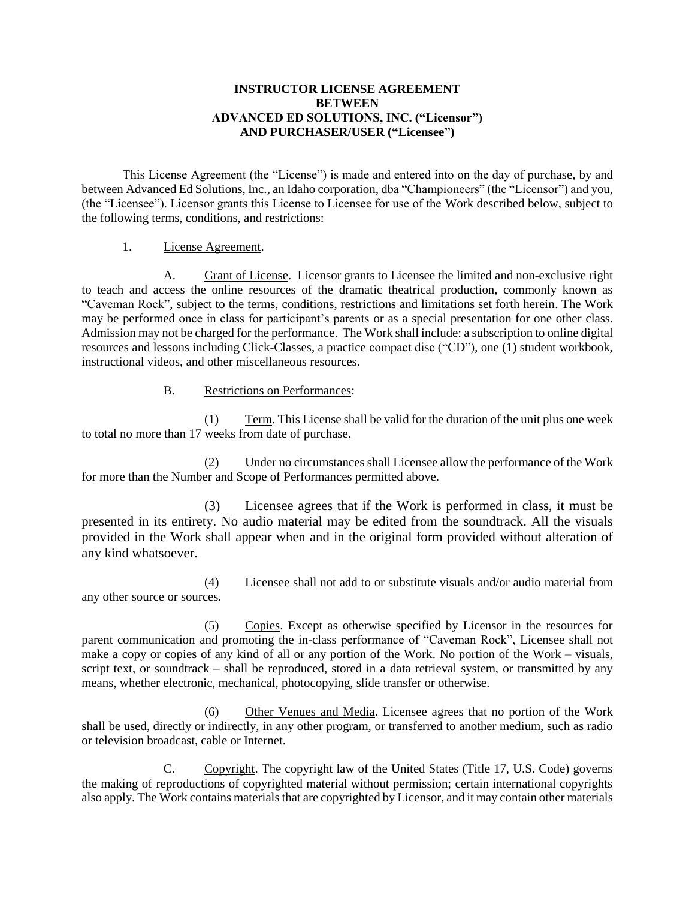# INSTRUCTOR LICENSE AGREEMENT
# BETWEEN
# ADVANCED ED SOLUTIONS, INC. ("Licensor")
# AND PURCHASER/USER ("Licensee")

This License Agreement (the "License") is made and entered into on the day of purchase, by and between Advanced Ed Solutions, Inc., an Idaho corporation, dba "Championeers" (the "Licensor") and you, (the "Licensee"). Licensor grants this License to Licensee for use of the Work described below, subject to the following terms, conditions, and restrictions:

1. License Agreement.

A. Grant of License. Licensor grants to Licensee the limited and non-exclusive right to teach and access the online resources of the dramatic theatrical production, commonly known as "Caveman Rock", subject to the terms, conditions, restrictions and limitations set forth herein. The Work may be performed once in class for participant's parents or as a special presentation for one other class. Admission may not be charged for the performance. The Work shall include: a subscription to online digital resources and lessons including Click-Classes, a practice compact disc ("CD"), one (1) student workbook, instructional videos, and other miscellaneous resources.

B. Restrictions on Performances:

(1) Term. This License shall be valid for the duration of the unit plus one week to total no more than 17 weeks from date of purchase.

(2) Under no circumstances shall Licensee allow the performance of the Work for more than the Number and Scope of Performances permitted above.

(3) Licensee agrees that if the Work is performed in class, it must be presented in its entirety. No audio material may be edited from the soundtrack. All the visuals provided in the Work shall appear when and in the original form provided without alteration of any kind whatsoever.

(4) Licensee shall not add to or substitute visuals and/or audio material from any other source or sources.

(5) Copies. Except as otherwise specified by Licensor in the resources for parent communication and promoting the in-class performance of "Caveman Rock", Licensee shall not make a copy or copies of any kind of all or any portion of the Work. No portion of the Work – visuals, script text, or soundtrack – shall be reproduced, stored in a data retrieval system, or transmitted by any means, whether electronic, mechanical, photocopying, slide transfer or otherwise.

(6) Other Venues and Media. Licensee agrees that no portion of the Work shall be used, directly or indirectly, in any other program, or transferred to another medium, such as radio or television broadcast, cable or Internet.

C. Copyright. The copyright law of the United States (Title 17, U.S. Code) governs the making of reproductions of copyrighted material without permission; certain international copyrights also apply. The Work contains materials that are copyrighted by Licensor, and it may contain other materials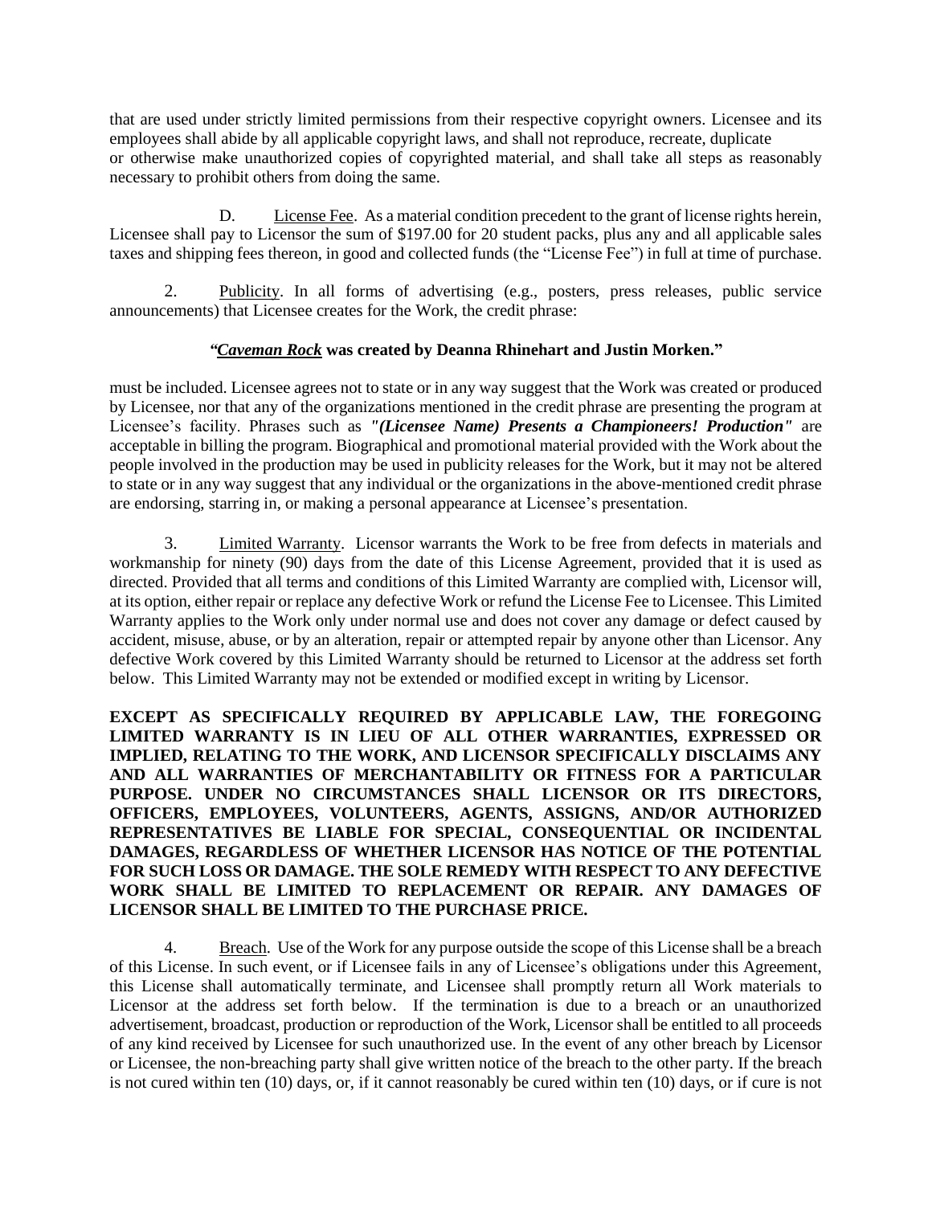that are used under strictly limited permissions from their respective copyright owners. Licensee and its employees shall abide by all applicable copyright laws, and shall not reproduce, recreate, duplicate or otherwise make unauthorized copies of copyrighted material, and shall take all steps as reasonably necessary to prohibit others from doing the same.

D. License Fee. As a material condition precedent to the grant of license rights herein, Licensee shall pay to Licensor the sum of $197.00 for 20 student packs, plus any and all applicable sales taxes and shipping fees thereon, in good and collected funds (the "License Fee") in full at time of purchase.

2. Publicity. In all forms of advertising (e.g., posters, press releases, public service announcements) that Licensee creates for the Work, the credit phrase:

**"*Caveman Rock* was created by Deanna Rhinehart and Justin Morken."**

must be included. Licensee agrees not to state or in any way suggest that the Work was created or produced by Licensee, nor that any of the organizations mentioned in the credit phrase are presenting the program at Licensee's facility. Phrases such as ***"(Licensee Name) Presents a Championeers! Production"*** are acceptable in billing the program. Biographical and promotional material provided with the Work about the people involved in the production may be used in publicity releases for the Work, but it may not be altered to state or in any way suggest that any individual or the organizations in the above-mentioned credit phrase are endorsing, starring in, or making a personal appearance at Licensee's presentation.

3. Limited Warranty. Licensor warrants the Work to be free from defects in materials and workmanship for ninety (90) days from the date of this License Agreement, provided that it is used as directed. Provided that all terms and conditions of this Limited Warranty are complied with, Licensor will, at its option, either repair or replace any defective Work or refund the License Fee to Licensee. This Limited Warranty applies to the Work only under normal use and does not cover any damage or defect caused by accident, misuse, abuse, or by an alteration, repair or attempted repair by anyone other than Licensor. Any defective Work covered by this Limited Warranty should be returned to Licensor at the address set forth below. This Limited Warranty may not be extended or modified except in writing by Licensor.

**EXCEPT AS SPECIFICALLY REQUIRED BY APPLICABLE LAW, THE FOREGOING LIMITED WARRANTY IS IN LIEU OF ALL OTHER WARRANTIES, EXPRESSED OR IMPLIED, RELATING TO THE WORK, AND LICENSOR SPECIFICALLY DISCLAIMS ANY AND ALL WARRANTIES OF MERCHANTABILITY OR FITNESS FOR A PARTICULAR PURPOSE. UNDER NO CIRCUMSTANCES SHALL LICENSOR OR ITS DIRECTORS, OFFICERS, EMPLOYEES, VOLUNTEERS, AGENTS, ASSIGNS, AND/OR AUTHORIZED REPRESENTATIVES BE LIABLE FOR SPECIAL, CONSEQUENTIAL OR INCIDENTAL DAMAGES, REGARDLESS OF WHETHER LICENSOR HAS NOTICE OF THE POTENTIAL FOR SUCH LOSS OR DAMAGE. THE SOLE REMEDY WITH RESPECT TO ANY DEFECTIVE WORK SHALL BE LIMITED TO REPLACEMENT OR REPAIR. ANY DAMAGES OF LICENSOR SHALL BE LIMITED TO THE PURCHASE PRICE.**

4. Breach. Use of the Work for any purpose outside the scope of this License shall be a breach of this License. In such event, or if Licensee fails in any of Licensee's obligations under this Agreement, this License shall automatically terminate, and Licensee shall promptly return all Work materials to Licensor at the address set forth below. If the termination is due to a breach or an unauthorized advertisement, broadcast, production or reproduction of the Work, Licensor shall be entitled to all proceeds of any kind received by Licensee for such unauthorized use. In the event of any other breach by Licensor or Licensee, the non-breaching party shall give written notice of the breach to the other party. If the breach is not cured within ten (10) days, or, if it cannot reasonably be cured within ten (10) days, or if cure is not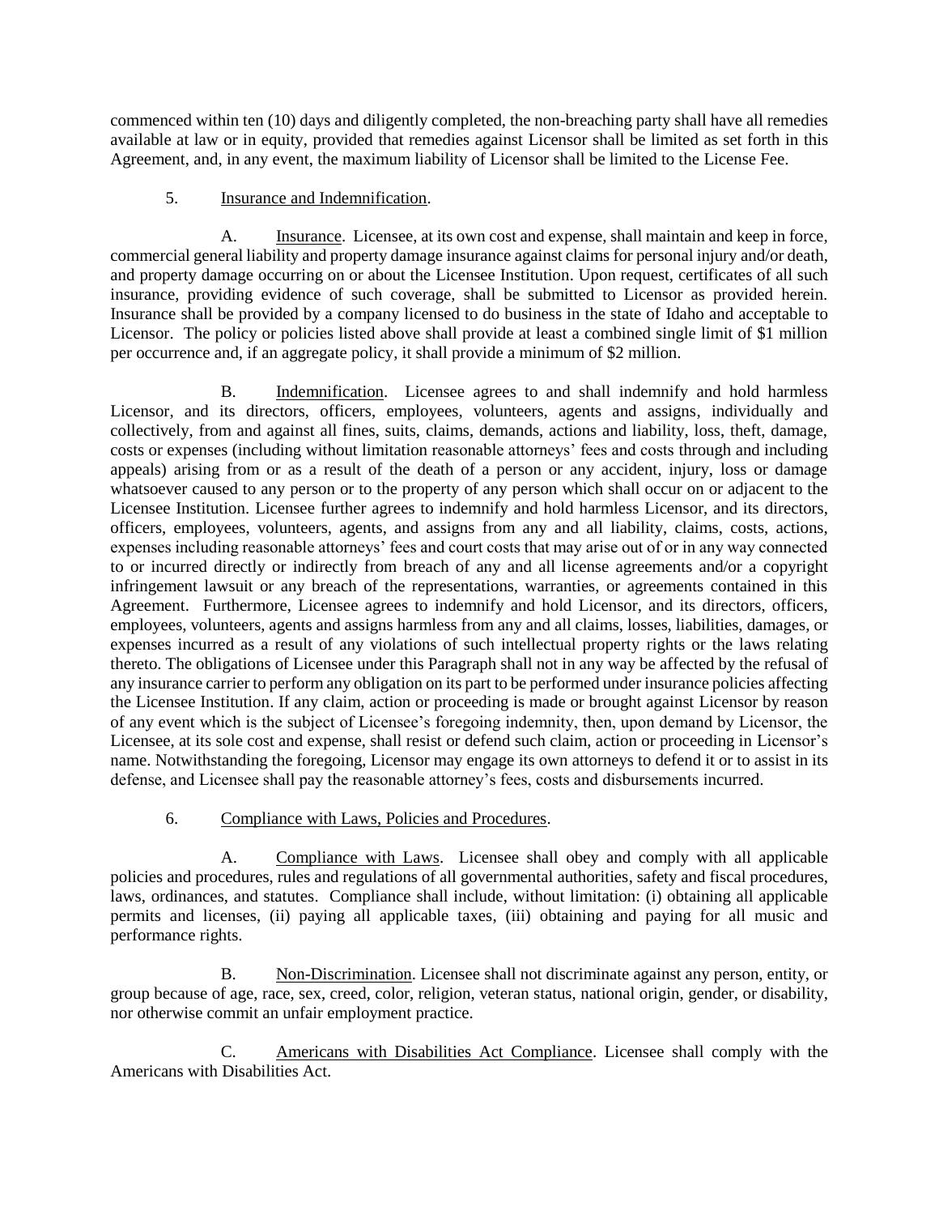commenced within ten (10) days and diligently completed, the non-breaching party shall have all remedies available at law or in equity, provided that remedies against Licensor shall be limited as set forth in this Agreement, and, in any event, the maximum liability of Licensor shall be limited to the License Fee.

5. Insurance and Indemnification.

A. Insurance. Licensee, at its own cost and expense, shall maintain and keep in force, commercial general liability and property damage insurance against claims for personal injury and/or death, and property damage occurring on or about the Licensee Institution. Upon request, certificates of all such insurance, providing evidence of such coverage, shall be submitted to Licensor as provided herein. Insurance shall be provided by a company licensed to do business in the state of Idaho and acceptable to Licensor. The policy or policies listed above shall provide at least a combined single limit of $1 million per occurrence and, if an aggregate policy, it shall provide a minimum of $2 million.

B. Indemnification. Licensee agrees to and shall indemnify and hold harmless Licensor, and its directors, officers, employees, volunteers, agents and assigns, individually and collectively, from and against all fines, suits, claims, demands, actions and liability, loss, theft, damage, costs or expenses (including without limitation reasonable attorneys' fees and costs through and including appeals) arising from or as a result of the death of a person or any accident, injury, loss or damage whatsoever caused to any person or to the property of any person which shall occur on or adjacent to the Licensee Institution. Licensee further agrees to indemnify and hold harmless Licensor, and its directors, officers, employees, volunteers, agents, and assigns from any and all liability, claims, costs, actions, expenses including reasonable attorneys' fees and court costs that may arise out of or in any way connected to or incurred directly or indirectly from breach of any and all license agreements and/or a copyright infringement lawsuit or any breach of the representations, warranties, or agreements contained in this Agreement. Furthermore, Licensee agrees to indemnify and hold Licensor, and its directors, officers, employees, volunteers, agents and assigns harmless from any and all claims, losses, liabilities, damages, or expenses incurred as a result of any violations of such intellectual property rights or the laws relating thereto. The obligations of Licensee under this Paragraph shall not in any way be affected by the refusal of any insurance carrier to perform any obligation on its part to be performed under insurance policies affecting the Licensee Institution. If any claim, action or proceeding is made or brought against Licensor by reason of any event which is the subject of Licensee's foregoing indemnity, then, upon demand by Licensor, the Licensee, at its sole cost and expense, shall resist or defend such claim, action or proceeding in Licensor's name. Notwithstanding the foregoing, Licensor may engage its own attorneys to defend it or to assist in its defense, and Licensee shall pay the reasonable attorney's fees, costs and disbursements incurred.

6. Compliance with Laws, Policies and Procedures.

A. Compliance with Laws. Licensee shall obey and comply with all applicable policies and procedures, rules and regulations of all governmental authorities, safety and fiscal procedures, laws, ordinances, and statutes. Compliance shall include, without limitation: (i) obtaining all applicable permits and licenses, (ii) paying all applicable taxes, (iii) obtaining and paying for all music and performance rights.

B. Non-Discrimination. Licensee shall not discriminate against any person, entity, or group because of age, race, sex, creed, color, religion, veteran status, national origin, gender, or disability, nor otherwise commit an unfair employment practice.

C. Americans with Disabilities Act Compliance. Licensee shall comply with the Americans with Disabilities Act.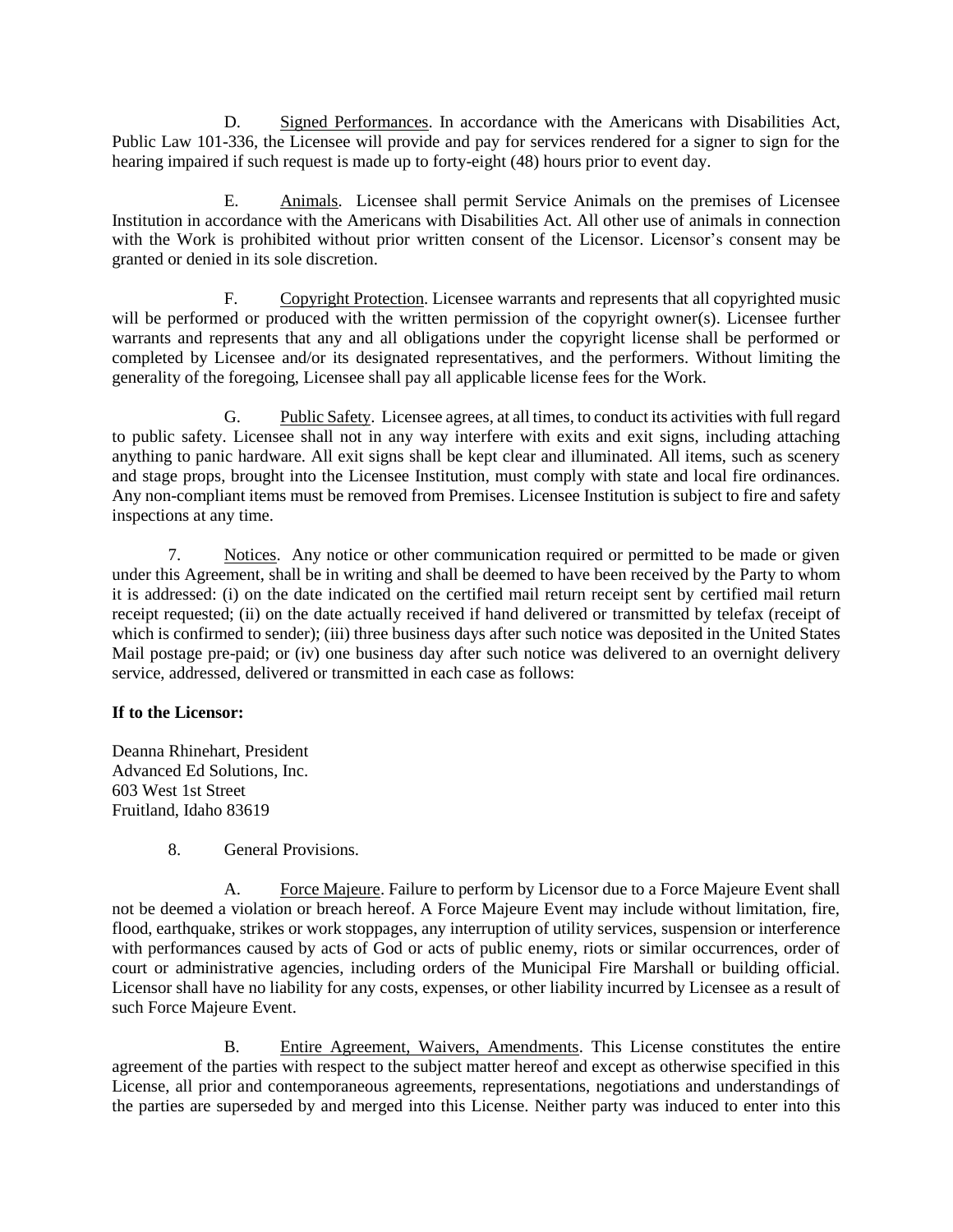D. <u>Signed Performances</u>. In accordance with the Americans with Disabilities Act, Public Law 101-336, the Licensee will provide and pay for services rendered for a signer to sign for the hearing impaired if such request is made up to forty-eight (48) hours prior to event day.

E. <u>Animals</u>. Licensee shall permit Service Animals on the premises of Licensee Institution in accordance with the Americans with Disabilities Act. All other use of animals in connection with the Work is prohibited without prior written consent of the Licensor. Licensor's consent may be granted or denied in its sole discretion.

F. <u>Copyright Protection</u>. Licensee warrants and represents that all copyrighted music will be performed or produced with the written permission of the copyright owner(s). Licensee further warrants and represents that any and all obligations under the copyright license shall be performed or completed by Licensee and/or its designated representatives, and the performers. Without limiting the generality of the foregoing, Licensee shall pay all applicable license fees for the Work.

G. <u>Public Safety</u>. Licensee agrees, at all times, to conduct its activities with full regard to public safety. Licensee shall not in any way interfere with exits and exit signs, including attaching anything to panic hardware. All exit signs shall be kept clear and illuminated. All items, such as scenery and stage props, brought into the Licensee Institution, must comply with state and local fire ordinances. Any non-compliant items must be removed from Premises. Licensee Institution is subject to fire and safety inspections at any time.

7. <u>Notices</u>. Any notice or other communication required or permitted to be made or given under this Agreement, shall be in writing and shall be deemed to have been received by the Party to whom it is addressed: (i) on the date indicated on the certified mail return receipt sent by certified mail return receipt requested; (ii) on the date actually received if hand delivered or transmitted by telefax (receipt of which is confirmed to sender); (iii) three business days after such notice was deposited in the United States Mail postage pre-paid; or (iv) one business day after such notice was delivered to an overnight delivery service, addressed, delivered or transmitted in each case as follows:

**If to the Licensor:**

Deanna Rhinehart, President
Advanced Ed Solutions, Inc.
603 West 1st Street
Fruitland, Idaho 83619

8. General Provisions.

A. <u>Force Majeure</u>. Failure to perform by Licensor due to a Force Majeure Event shall not be deemed a violation or breach hereof. A Force Majeure Event may include without limitation, fire, flood, earthquake, strikes or work stoppages, any interruption of utility services, suspension or interference with performances caused by acts of God or acts of public enemy, riots or similar occurrences, order of court or administrative agencies, including orders of the Municipal Fire Marshall or building official. Licensor shall have no liability for any costs, expenses, or other liability incurred by Licensee as a result of such Force Majeure Event.

B. <u>Entire Agreement, Waivers, Amendments</u>. This License constitutes the entire agreement of the parties with respect to the subject matter hereof and except as otherwise specified in this License, all prior and contemporaneous agreements, representations, negotiations and understandings of the parties are superseded by and merged into this License. Neither party was induced to enter into this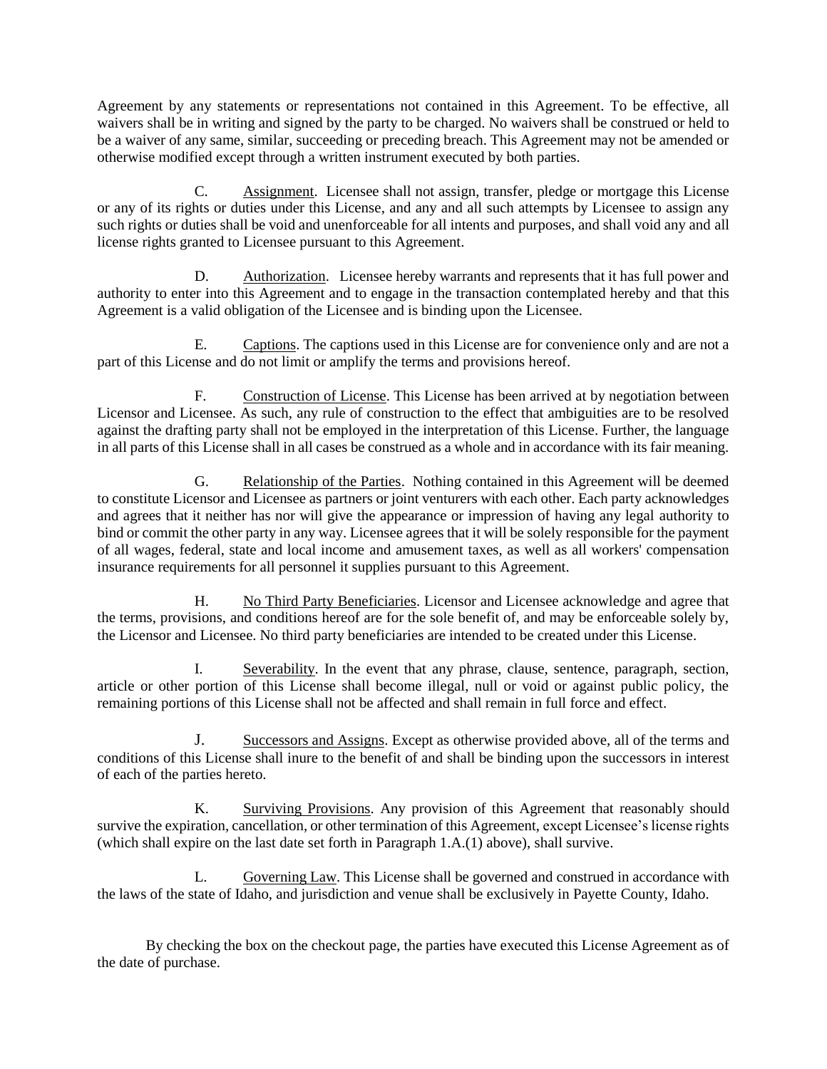Agreement by any statements or representations not contained in this Agreement. To be effective, all waivers shall be in writing and signed by the party to be charged. No waivers shall be construed or held to be a waiver of any same, similar, succeeding or preceding breach. This Agreement may not be amended or otherwise modified except through a written instrument executed by both parties.

C. Assignment. Licensee shall not assign, transfer, pledge or mortgage this License or any of its rights or duties under this License, and any and all such attempts by Licensee to assign any such rights or duties shall be void and unenforceable for all intents and purposes, and shall void any and all license rights granted to Licensee pursuant to this Agreement.

D. Authorization. Licensee hereby warrants and represents that it has full power and authority to enter into this Agreement and to engage in the transaction contemplated hereby and that this Agreement is a valid obligation of the Licensee and is binding upon the Licensee.

E. Captions. The captions used in this License are for convenience only and are not a part of this License and do not limit or amplify the terms and provisions hereof.

F. Construction of License. This License has been arrived at by negotiation between Licensor and Licensee. As such, any rule of construction to the effect that ambiguities are to be resolved against the drafting party shall not be employed in the interpretation of this License. Further, the language in all parts of this License shall in all cases be construed as a whole and in accordance with its fair meaning.

G. Relationship of the Parties. Nothing contained in this Agreement will be deemed to constitute Licensor and Licensee as partners or joint venturers with each other. Each party acknowledges and agrees that it neither has nor will give the appearance or impression of having any legal authority to bind or commit the other party in any way. Licensee agrees that it will be solely responsible for the payment of all wages, federal, state and local income and amusement taxes, as well as all workers' compensation insurance requirements for all personnel it supplies pursuant to this Agreement.

H. No Third Party Beneficiaries. Licensor and Licensee acknowledge and agree that the terms, provisions, and conditions hereof are for the sole benefit of, and may be enforceable solely by, the Licensor and Licensee. No third party beneficiaries are intended to be created under this License.

I. Severability. In the event that any phrase, clause, sentence, paragraph, section, article or other portion of this License shall become illegal, null or void or against public policy, the remaining portions of this License shall not be affected and shall remain in full force and effect.

J. Successors and Assigns. Except as otherwise provided above, all of the terms and conditions of this License shall inure to the benefit of and shall be binding upon the successors in interest of each of the parties hereto.

K. Surviving Provisions. Any provision of this Agreement that reasonably should survive the expiration, cancellation, or other termination of this Agreement, except Licensee's license rights (which shall expire on the last date set forth in Paragraph 1.A.(1) above), shall survive.

L. Governing Law. This License shall be governed and construed in accordance with the laws of the state of Idaho, and jurisdiction and venue shall be exclusively in Payette County, Idaho.

By checking the box on the checkout page, the parties have executed this License Agreement as of the date of purchase.